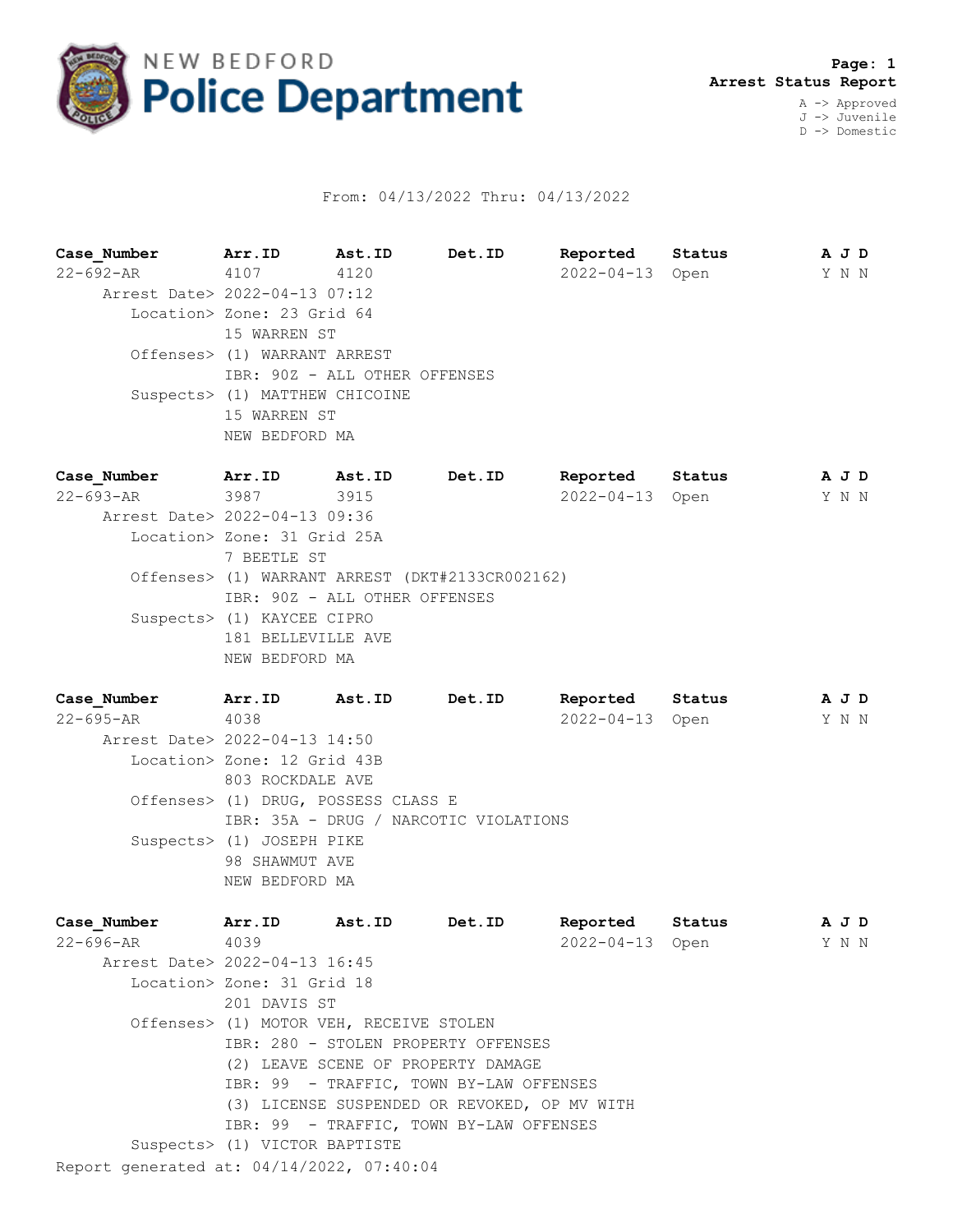# NEW BEDFORD Police Department

**Page: 1**
**Arrest Status Report**

A -> Approved
J -> Juvenile
D -> Domestic

From: 04/13/2022 Thru: 04/13/2022

| Case_Number | Arr.ID | Ast.ID | Det.ID | Reported | Status | A J D |
|---|---|---|---|---|---|---|
| 22-692-AR | 4107 | 4120 | | 2022-04-13 | Open | Y N N |

Arrest Date> 2022-04-13 07:12
Location> Zone: 23 Grid 64
15 WARREN ST
Offenses> (1) WARRANT ARREST
IBR: 90Z - ALL OTHER OFFENSES
Suspects> (1) MATTHEW CHICOINE
15 WARREN ST
NEW BEDFORD MA

| Case_Number | Arr.ID | Ast.ID | Det.ID | Reported | Status | A J D |
|---|---|---|---|---|---|---|
| 22-693-AR | 3987 | 3915 | | 2022-04-13 | Open | Y N N |

Arrest Date> 2022-04-13 09:36
Location> Zone: 31 Grid 25A
7 BEETLE ST
Offenses> (1) WARRANT ARREST (DKT#2133CR002162)
IBR: 90Z - ALL OTHER OFFENSES
Suspects> (1) KAYCEE CIPRO
181 BELLEVILLE AVE
NEW BEDFORD MA

| Case_Number | Arr.ID | Ast.ID | Det.ID | Reported | Status | A J D |
|---|---|---|---|---|---|---|
| 22-695-AR | 4038 | | | 2022-04-13 | Open | Y N N |

Arrest Date> 2022-04-13 14:50
Location> Zone: 12 Grid 43B
803 ROCKDALE AVE
Offenses> (1) DRUG, POSSESS CLASS E
IBR: 35A - DRUG / NARCOTIC VIOLATIONS
Suspects> (1) JOSEPH PIKE
98 SHAWMUT AVE
NEW BEDFORD MA

| Case_Number | Arr.ID | Ast.ID | Det.ID | Reported | Status | A J D |
|---|---|---|---|---|---|---|
| 22-696-AR | 4039 | | | 2022-04-13 | Open | Y N N |

Arrest Date> 2022-04-13 16:45
Location> Zone: 31 Grid 18
201 DAVIS ST
Offenses> (1) MOTOR VEH, RECEIVE STOLEN
IBR: 280 - STOLEN PROPERTY OFFENSES
(2) LEAVE SCENE OF PROPERTY DAMAGE
IBR: 99 - TRAFFIC, TOWN BY-LAW OFFENSES
(3) LICENSE SUSPENDED OR REVOKED, OP MV WITH
IBR: 99 - TRAFFIC, TOWN BY-LAW OFFENSES
Suspects> (1) VICTOR BAPTISTE

Report generated at: 04/14/2022, 07:40:04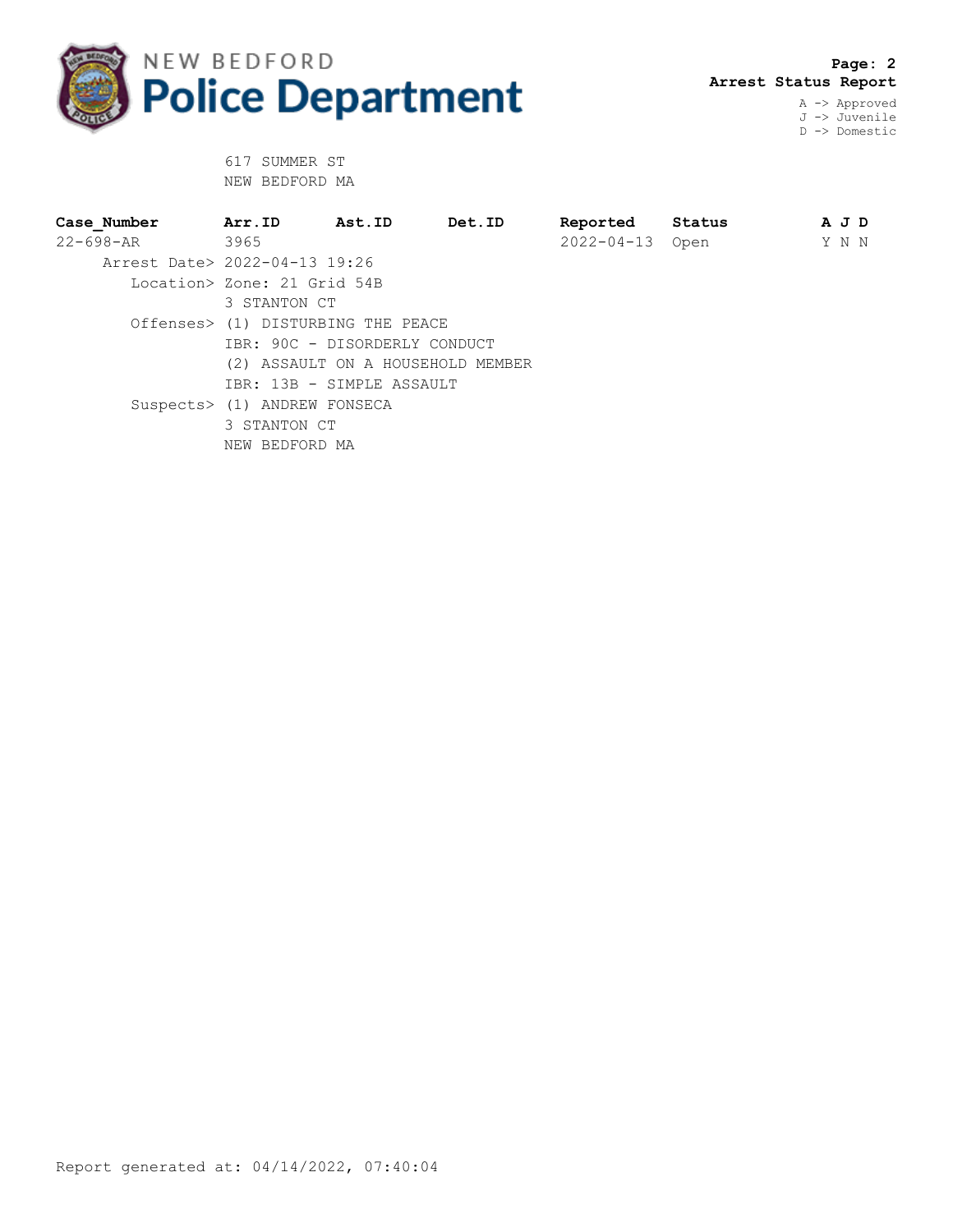# NEW BEDFORD Police Department

**Arrest Status Report**

A -> Approved
J -> Juvenile
D -> Domestic

617 SUMMER ST
NEW BEDFORD MA

| Case_Number | Arr.ID | Ast.ID | Det.ID | Reported | Status | A J D |
|---|---|---|---|---|---|---|
| 22-698-AR | 3965 | | | 2022-04-13 | Open | Y N N |

Arrest Date> 2022-04-13 19:26

Location> Zone: 21 Grid 54B
3 STANTON CT

Offenses> (1) DISTURBING THE PEACE
IBR: 90C - DISORDERLY CONDUCT
(2) ASSAULT ON A HOUSEHOLD MEMBER
IBR: 13B - SIMPLE ASSAULT

Suspects> (1) ANDREW FONSECA
3 STANTON CT
NEW BEDFORD MA

Report generated at: 04/14/2022, 07:40:04